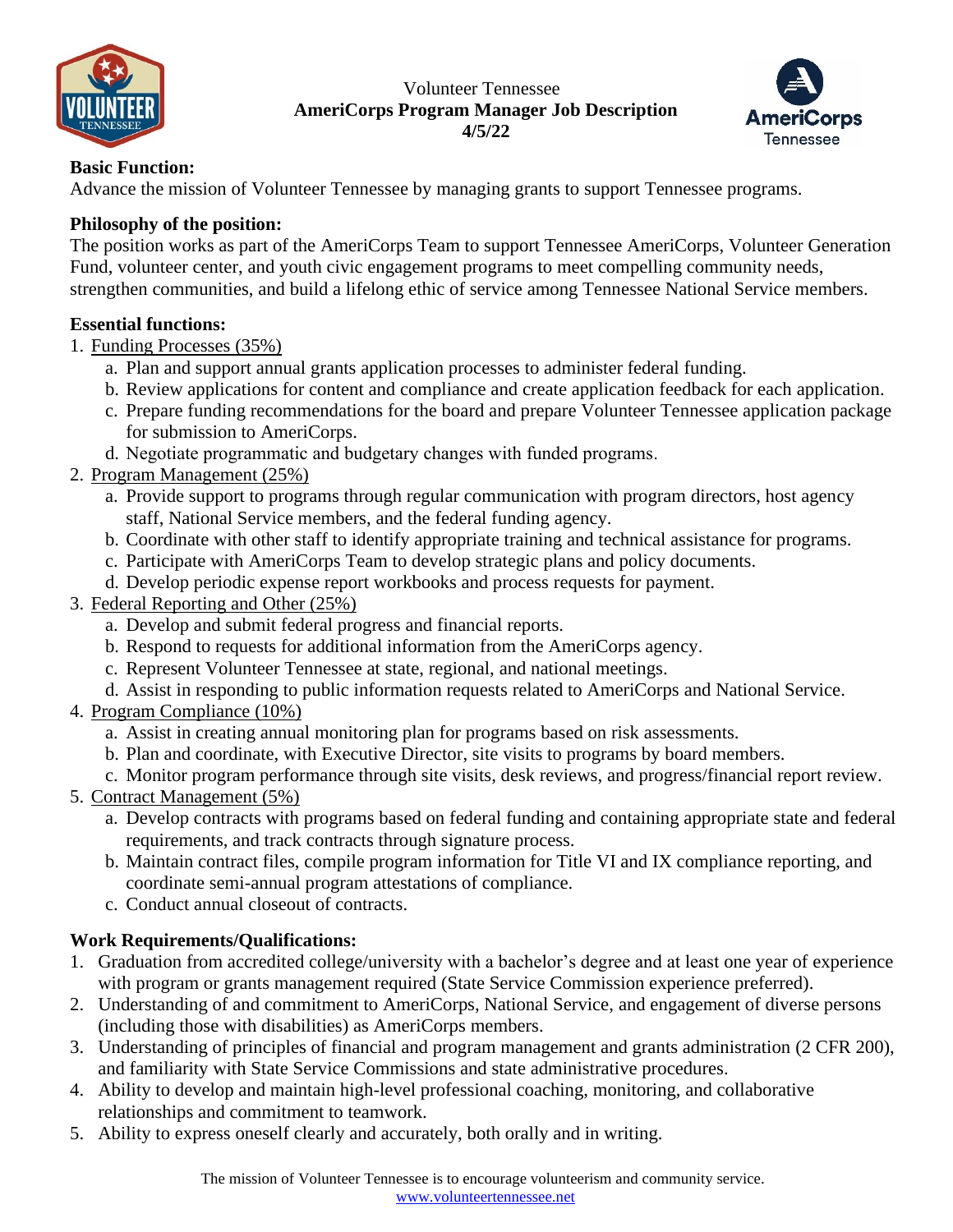Volunteer Tennessee

**AmeriCorps Program Manager Job Description**

**4/5/22**

**Basic Function:**

Advance the mission of Volunteer Tennessee by managing grants to support Tennessee programs.

**Philosophy of the position:**

The position works as part of the AmeriCorps Team to support Tennessee AmeriCorps, Volunteer Generation Fund, volunteer center, and youth civic engagement programs to meet compelling community needs, strengthen communities, and build a lifelong ethic of service among Tennessee National Service members.

**Essential functions:**

1. Funding Processes (35%)
   a. Plan and support annual grants application processes to administer federal funding.
   b. Review applications for content and compliance and create application feedback for each application.
   c. Prepare funding recommendations for the board and prepare Volunteer Tennessee application package for submission to AmeriCorps.
   d. Negotiate programmatic and budgetary changes with funded programs.
2. Program Management (25%)
   a. Provide support to programs through regular communication with program directors, host agency staff, National Service members, and the federal funding agency.
   b. Coordinate with other staff to identify appropriate training and technical assistance for programs.
   c. Participate with AmeriCorps Team to develop strategic plans and policy documents.
   d. Develop periodic expense report workbooks and process requests for payment.
3. Federal Reporting and Other (25%)
   a. Develop and submit federal progress and financial reports.
   b. Respond to requests for additional information from the AmeriCorps agency.
   c. Represent Volunteer Tennessee at state, regional, and national meetings.
   d. Assist in responding to public information requests related to AmeriCorps and National Service.
4. Program Compliance (10%)
   a. Assist in creating annual monitoring plan for programs based on risk assessments.
   b. Plan and coordinate, with Executive Director, site visits to programs by board members.
   c. Monitor program performance through site visits, desk reviews, and progress/financial report review.
5. Contract Management (5%)
   a. Develop contracts with programs based on federal funding and containing appropriate state and federal requirements, and track contracts through signature process.
   b. Maintain contract files, compile program information for Title VI and IX compliance reporting, and coordinate semi-annual program attestations of compliance.
   c. Conduct annual closeout of contracts.

**Work Requirements/Qualifications:**

1. Graduation from accredited college/university with a bachelor's degree and at least one year of experience with program or grants management required (State Service Commission experience preferred).
2. Understanding of and commitment to AmeriCorps, National Service, and engagement of diverse persons (including those with disabilities) as AmeriCorps members.
3. Understanding of principles of financial and program management and grants administration (2 CFR 200), and familiarity with State Service Commissions and state administrative procedures.
4. Ability to develop and maintain high-level professional coaching, monitoring, and collaborative relationships and commitment to teamwork.
5. Ability to express oneself clearly and accurately, both orally and in writing.

The mission of Volunteer Tennessee is to encourage volunteerism and community service.
www.volunteertennessee.net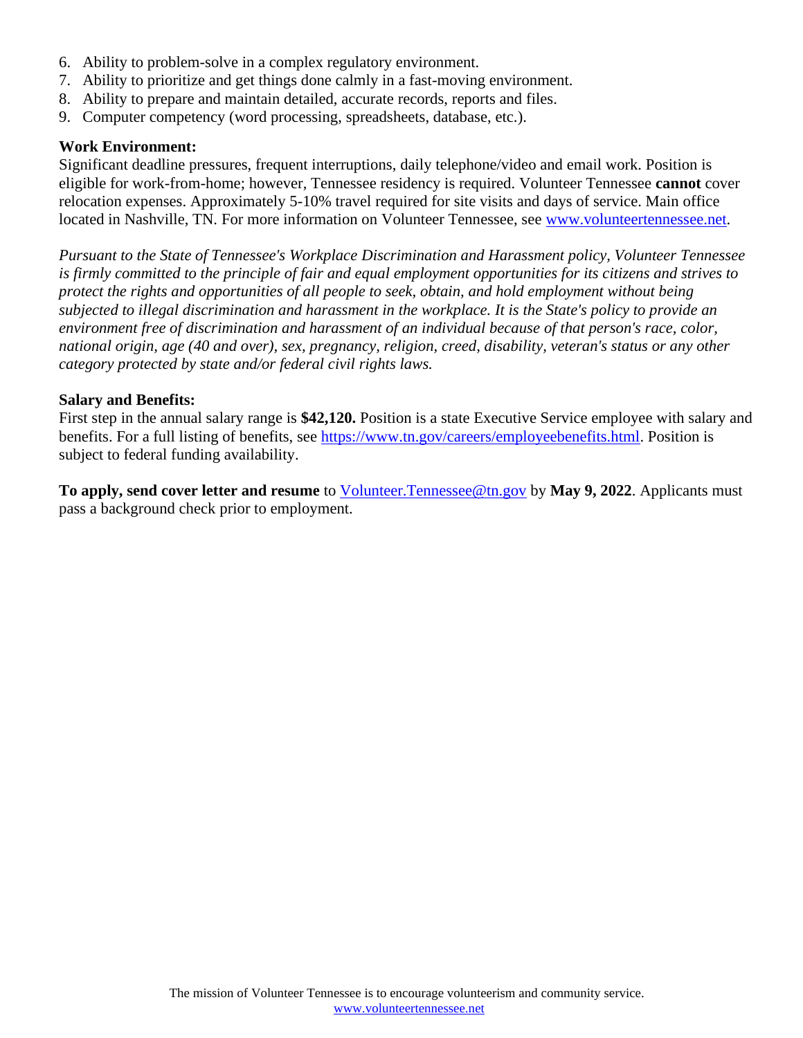6. Ability to problem-solve in a complex regulatory environment.
7. Ability to prioritize and get things done calmly in a fast-moving environment.
8. Ability to prepare and maintain detailed, accurate records, reports and files.
9. Computer competency (word processing, spreadsheets, database, etc.).

**Work Environment:**
Significant deadline pressures, frequent interruptions, daily telephone/video and email work. Position is eligible for work-from-home; however, Tennessee residency is required. Volunteer Tennessee **cannot** cover relocation expenses. Approximately 5-10% travel required for site visits and days of service. Main office located in Nashville, TN. For more information on Volunteer Tennessee, see [www.volunteertennessee.net](http://www.volunteertennessee.net).

*Pursuant to the State of Tennessee's Workplace Discrimination and Harassment policy, Volunteer Tennessee is firmly committed to the principle of fair and equal employment opportunities for its citizens and strives to protect the rights and opportunities of all people to seek, obtain, and hold employment without being subjected to illegal discrimination and harassment in the workplace. It is the State's policy to provide an environment free of discrimination and harassment of an individual because of that person's race, color, national origin, age (40 and over), sex, pregnancy, religion, creed, disability, veteran's status or any other category protected by state and/or federal civil rights laws.*

**Salary and Benefits:**
First step in the annual salary range is **$42,120.** Position is a state Executive Service employee with salary and benefits. For a full listing of benefits, see [https://www.tn.gov/careers/employeebenefits.html](https://www.tn.gov/careers/employeebenefits.html). Position is subject to federal funding availability.

**To apply, send cover letter and resume** to [Volunteer.Tennessee@tn.gov](mailto:Volunteer.Tennessee@tn.gov) by **May 9, 2022**. Applicants must pass a background check prior to employment.

The mission of Volunteer Tennessee is to encourage volunteerism and community service.
[www.volunteertennessee.net](http://www.volunteertennessee.net)